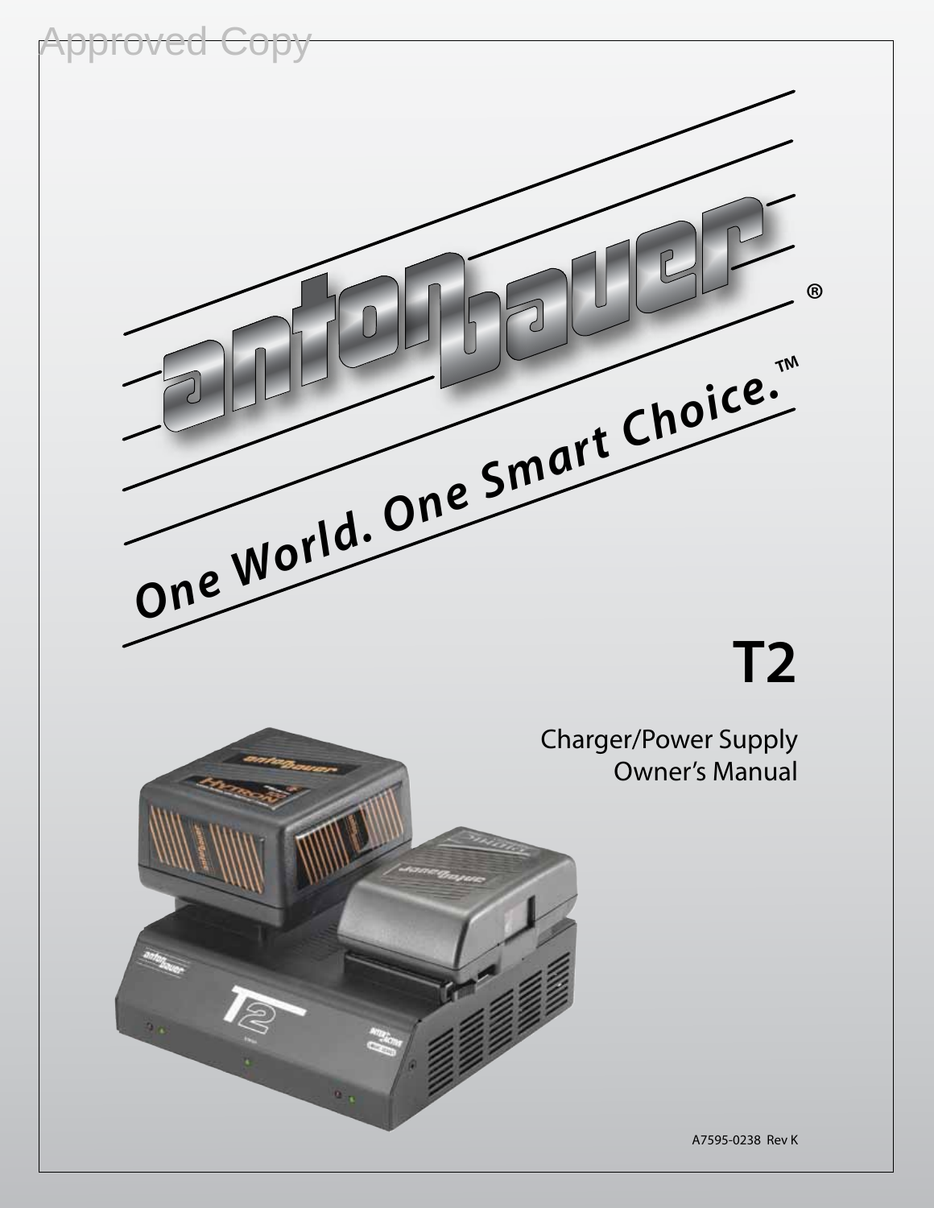Approved Copy

antonbauer®

One World. One Smart Choice.™

# T2

Charger/Power Supply
Owner's Manual

A7595-0238 Rev K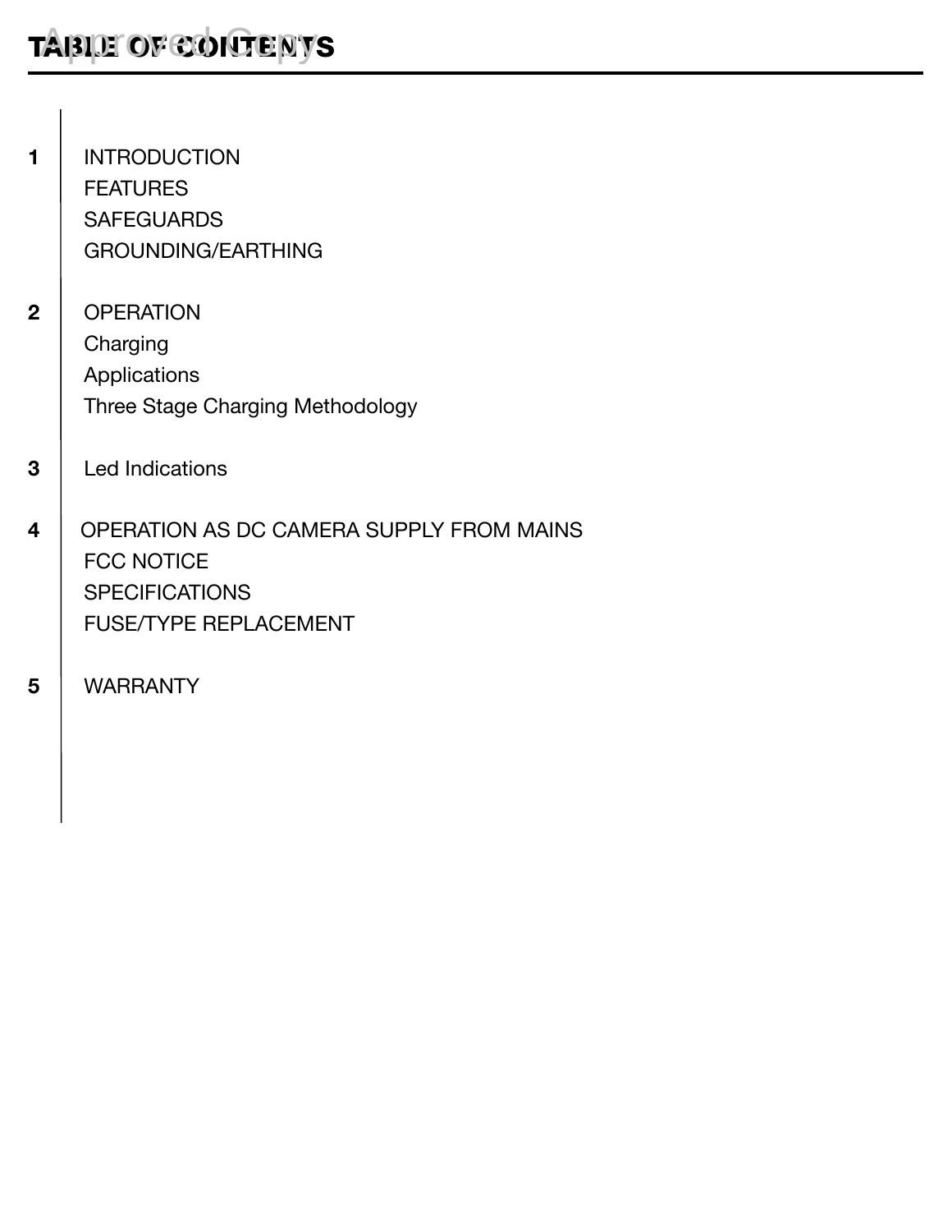# TABLE OF CONTENTS

**1** INTRODUCTION
FEATURES
SAFEGUARDS
GROUNDING/EARTHING

**2** OPERATION
Charging
Applications
Three Stage Charging Methodology

**3** Led Indications

**4** OPERATION AS DC CAMERA SUPPLY FROM MAINS
FCC NOTICE
SPECIFICATIONS
FUSE/TYPE REPLACEMENT

**5** WARRANTY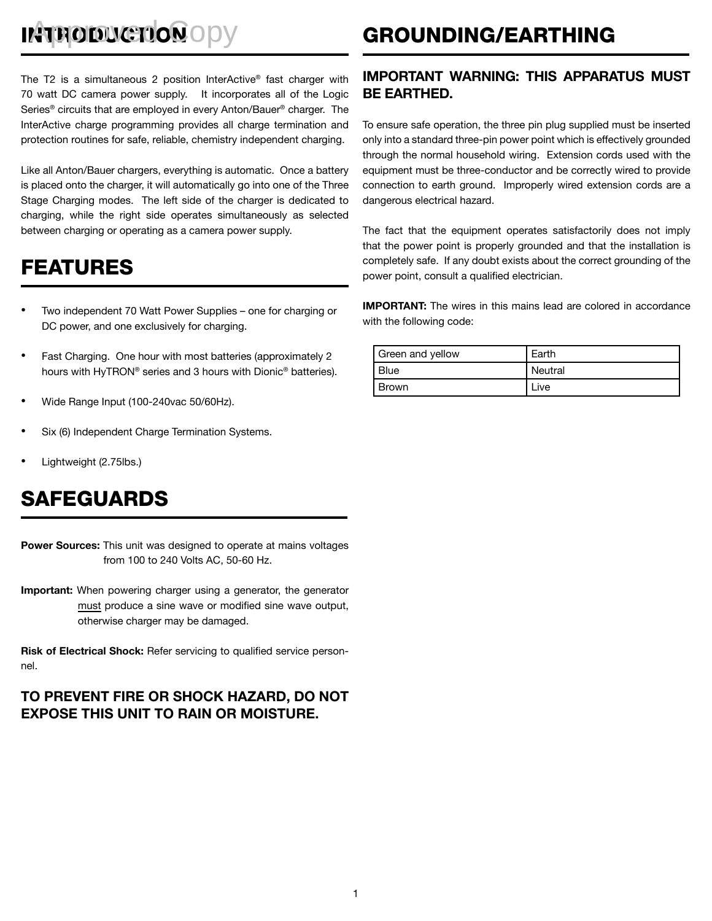# INTRODUCTION

The T2 is a simultaneous 2 position InterActive® fast charger with 70 watt DC camera power supply. It incorporates all of the Logic Series® circuits that are employed in every Anton/Bauer® charger. The InterActive charge programming provides all charge termination and protection routines for safe, reliable, chemistry independent charging.

Like all Anton/Bauer chargers, everything is automatic. Once a battery is placed onto the charger, it will automatically go into one of the Three Stage Charging modes. The left side of the charger is dedicated to charging, while the right side operates simultaneously as selected between charging or operating as a camera power supply.

# FEATURES

- Two independent 70 Watt Power Supplies – one for charging or DC power, and one exclusively for charging.
- Fast Charging. One hour with most batteries (approximately 2 hours with HyTRON® series and 3 hours with Dionic® batteries).
- Wide Range Input (100-240vac 50/60Hz).
- Six (6) Independent Charge Termination Systems.
- Lightweight (2.75lbs.)

# SAFEGUARDS

**Power Sources:** This unit was designed to operate at mains voltages from 100 to 240 Volts AC, 50-60 Hz.

**Important:** When powering charger using a generator, the generator must produce a sine wave or modified sine wave output, otherwise charger may be damaged.

**Risk of Electrical Shock:** Refer servicing to qualified service personnel.

### TO PREVENT FIRE OR SHOCK HAZARD, DO NOT EXPOSE THIS UNIT TO RAIN OR MOISTURE.

# GROUNDING/EARTHING

### IMPORTANT WARNING: THIS APPARATUS MUST BE EARTHED.

To ensure safe operation, the three pin plug supplied must be inserted only into a standard three-pin power point which is effectively grounded through the normal household wiring. Extension cords used with the equipment must be three-conductor and be correctly wired to provide connection to earth ground. Improperly wired extension cords are a dangerous electrical hazard.

The fact that the equipment operates satisfactorily does not imply that the power point is properly grounded and that the installation is completely safe. If any doubt exists about the correct grounding of the power point, consult a qualified electrician.

**IMPORTANT:** The wires in this mains lead are colored in accordance with the following code:

| Green and yellow | Earth |
|---|---|
| Blue | Neutral |
| Brown | Live |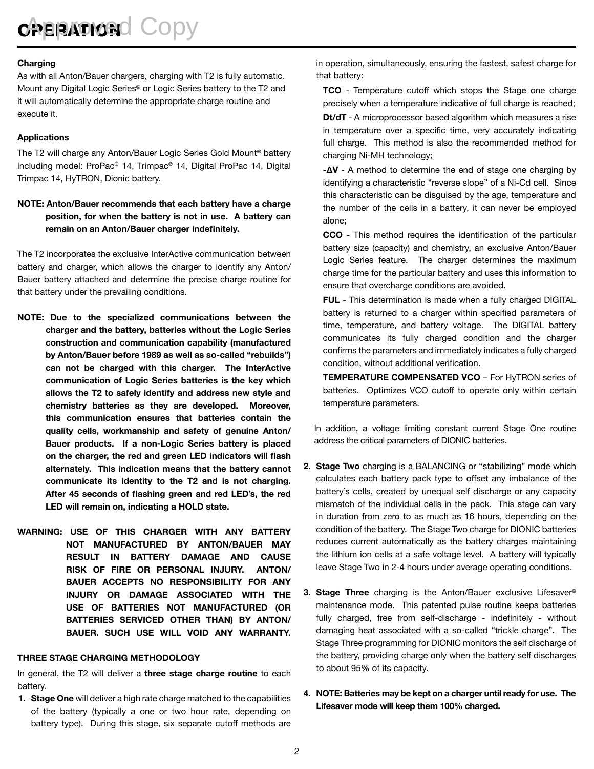# OPERATION

**Charging**

As with all Anton/Bauer chargers, charging with T2 is fully automatic. Mount any Digital Logic Series® or Logic Series battery to the T2 and it will automatically determine the appropriate charge routine and execute it.

**Applications**

The T2 will charge any Anton/Bauer Logic Series Gold Mount® battery including model: ProPac® 14, Trimpac® 14, Digital ProPac 14, Digital Trimpac 14, HyTRON, Dionic battery.

**NOTE: Anton/Bauer recommends that each battery have a charge position, for when the battery is not in use. A battery can remain on an Anton/Bauer charger indefinitely.**

The T2 incorporates the exclusive InterActive communication between battery and charger, which allows the charger to identify any Anton/Bauer battery attached and determine the precise charge routine for that battery under the prevailing conditions.

**NOTE: Due to the specialized communications between the charger and the battery, batteries without the Logic Series construction and communication capability (manufactured by Anton/Bauer before 1989 as well as so-called "rebuilds") can not be charged with this charger. The InterActive communication of Logic Series batteries is the key which allows the T2 to safely identify and address new style and chemistry batteries as they are developed. Moreover, this communication ensures that batteries contain the quality cells, workmanship and safety of genuine Anton/Bauer products. If a non-Logic Series battery is placed on the charger, the red and green LED indicators will flash alternately. This indication means that the battery cannot communicate its identity to the T2 and is not charging. After 45 seconds of flashing green and red LED's, the red LED will remain on, indicating a HOLD state.**

**WARNING: USE OF THIS CHARGER WITH ANY BATTERY NOT MANUFACTURED BY ANTON/BAUER MAY RESULT IN BATTERY DAMAGE AND CAUSE RISK OF FIRE OR PERSONAL INJURY. ANTON/BAUER ACCEPTS NO RESPONSIBILITY FOR ANY INJURY OR DAMAGE ASSOCIATED WITH THE USE OF BATTERIES NOT MANUFACTURED (OR BATTERIES SERVICED OTHER THAN) BY ANTON/BAUER. SUCH USE WILL VOID ANY WARRANTY.**

**THREE STAGE CHARGING METHODOLOGY**

In general, the T2 will deliver a **three stage charge routine** to each battery.

1. **Stage One** will deliver a high rate charge matched to the capabilities of the battery (typically a one or two hour rate, depending on battery type). During this stage, six separate cutoff methods are in operation, simultaneously, ensuring the fastest, safest charge for that battery:

   **TCO** - Temperature cutoff which stops the Stage one charge precisely when a temperature indicative of full charge is reached;

   **Dt/dT** - A microprocessor based algorithm which measures a rise in temperature over a specific time, very accurately indicating full charge. This method is also the recommended method for charging Ni-MH technology;

   **-ΔV** - A method to determine the end of stage one charging by identifying a characteristic "reverse slope" of a Ni-Cd cell. Since this characteristic can be disguised by the age, temperature and the number of the cells in a battery, it can never be employed alone;

   **CCO** - This method requires the identification of the particular battery size (capacity) and chemistry, an exclusive Anton/Bauer Logic Series feature. The charger determines the maximum charge time for the particular battery and uses this information to ensure that overcharge conditions are avoided.

   **FUL** - This determination is made when a fully charged DIGITAL battery is returned to a charger within specified parameters of time, temperature, and battery voltage. The DIGITAL battery communicates its fully charged condition and the charger confirms the parameters and immediately indicates a fully charged condition, without additional verification.

   **TEMPERATURE COMPENSATED VCO** – For HyTRON series of batteries. Optimizes VCO cutoff to operate only within certain temperature parameters.

   In addition, a voltage limiting constant current Stage One routine address the critical parameters of DIONIC batteries.

2. **Stage Two** charging is a BALANCING or "stabilizing" mode which calculates each battery pack type to offset any imbalance of the battery's cells, created by unequal self discharge or any capacity mismatch of the individual cells in the pack. This stage can vary in duration from zero to as much as 16 hours, depending on the condition of the battery. The Stage Two charge for DIONIC batteries reduces current automatically as the battery charges maintaining the lithium ion cells at a safe voltage level. A battery will typically leave Stage Two in 2-4 hours under average operating conditions.

3. **Stage Three** charging is the Anton/Bauer exclusive Lifesaver® maintenance mode. This patented pulse routine keeps batteries fully charged, free from self-discharge - indefinitely - without damaging heat associated with a so-called "trickle charge". The Stage Three programming for DIONIC monitors the self discharge of the battery, providing charge only when the battery self discharges to about 95% of its capacity.

4. **NOTE: Batteries may be kept on a charger until ready for use. The Lifesaver mode will keep them 100% charged.**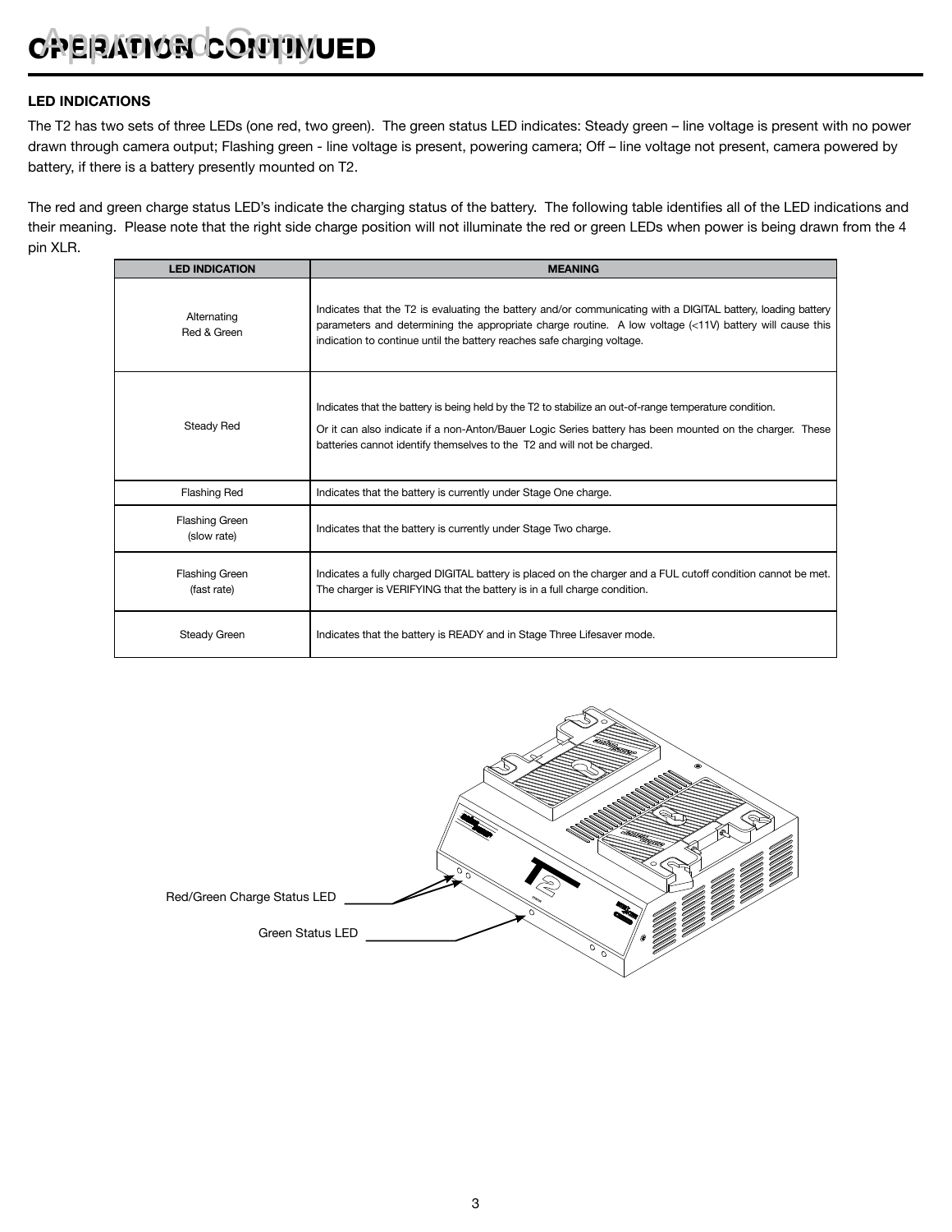# OPERATION CONTINUED

### LED INDICATIONS

The T2 has two sets of three LEDs (one red, two green). The green status LED indicates: Steady green – line voltage is present with no power drawn through camera output; Flashing green - line voltage is present, powering camera; Off – line voltage not present, camera powered by battery, if there is a battery presently mounted on T2.

The red and green charge status LED's indicate the charging status of the battery. The following table identifies all of the LED indications and their meaning. Please note that the right side charge position will not illuminate the red or green LEDs when power is being drawn from the 4 pin XLR.

| LED INDICATION | MEANING |
|---|---|
| Alternating Red & Green | Indicates that the T2 is evaluating the battery and/or communicating with a DIGITAL battery, loading battery parameters and determining the appropriate charge routine. A low voltage (<11V) battery will cause this indication to continue until the battery reaches safe charging voltage. |
| Steady Red | Indicates that the battery is being held by the T2 to stabilize an out-of-range temperature condition. Or it can also indicate if a non-Anton/Bauer Logic Series battery has been mounted on the charger. These batteries cannot identify themselves to the T2 and will not be charged. |
| Flashing Red | Indicates that the battery is currently under Stage One charge. |
| Flashing Green (slow rate) | Indicates that the battery is currently under Stage Two charge. |
| Flashing Green (fast rate) | Indicates a fully charged DIGITAL battery is placed on the charger and a FUL cutoff condition cannot be met. The charger is VERIFYING that the battery is in a full charge condition. |
| Steady Green | Indicates that the battery is READY and in Stage Three Lifesaver mode. |

Red/Green Charge Status LED

Green Status LED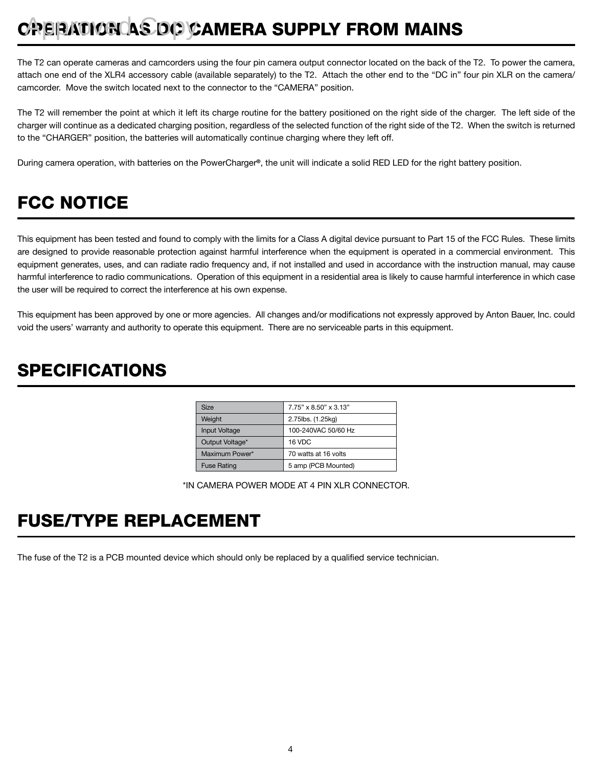# OPERATION AS DC CAMERA SUPPLY FROM MAINS

The T2 can operate cameras and camcorders using the four pin camera output connector located on the back of the T2. To power the camera, attach one end of the XLR4 accessory cable (available separately) to the T2. Attach the other end to the "DC in" four pin XLR on the camera/camcorder. Move the switch located next to the connector to the "CAMERA" position.

The T2 will remember the point at which it left its charge routine for the battery positioned on the right side of the charger. The left side of the charger will continue as a dedicated charging position, regardless of the selected function of the right side of the T2. When the switch is returned to the "CHARGER" position, the batteries will automatically continue charging where they left off.

During camera operation, with batteries on the PowerCharger®, the unit will indicate a solid RED LED for the right battery position.

# FCC NOTICE

This equipment has been tested and found to comply with the limits for a Class A digital device pursuant to Part 15 of the FCC Rules. These limits are designed to provide reasonable protection against harmful interference when the equipment is operated in a commercial environment. This equipment generates, uses, and can radiate radio frequency and, if not installed and used in accordance with the instruction manual, may cause harmful interference to radio communications. Operation of this equipment in a residential area is likely to cause harmful interference in which case the user will be required to correct the interference at his own expense.

This equipment has been approved by one or more agencies. All changes and/or modifications not expressly approved by Anton Bauer, Inc. could void the users' warranty and authority to operate this equipment. There are no serviceable parts in this equipment.

# SPECIFICATIONS

| Size | 7.75" x 8.50" x 3.13" |
|---|---|
| Weight | 2.75lbs. (1.25kg) |
| Input Voltage | 100-240VAC 50/60 Hz |
| Output Voltage* | 16 VDC |
| Maximum Power* | 70 watts at 16 volts |
| Fuse Rating | 5 amp (PCB Mounted) |

*IN CAMERA POWER MODE AT 4 PIN XLR CONNECTOR.

# FUSE/TYPE REPLACEMENT

The fuse of the T2 is a PCB mounted device which should only be replaced by a qualified service technician.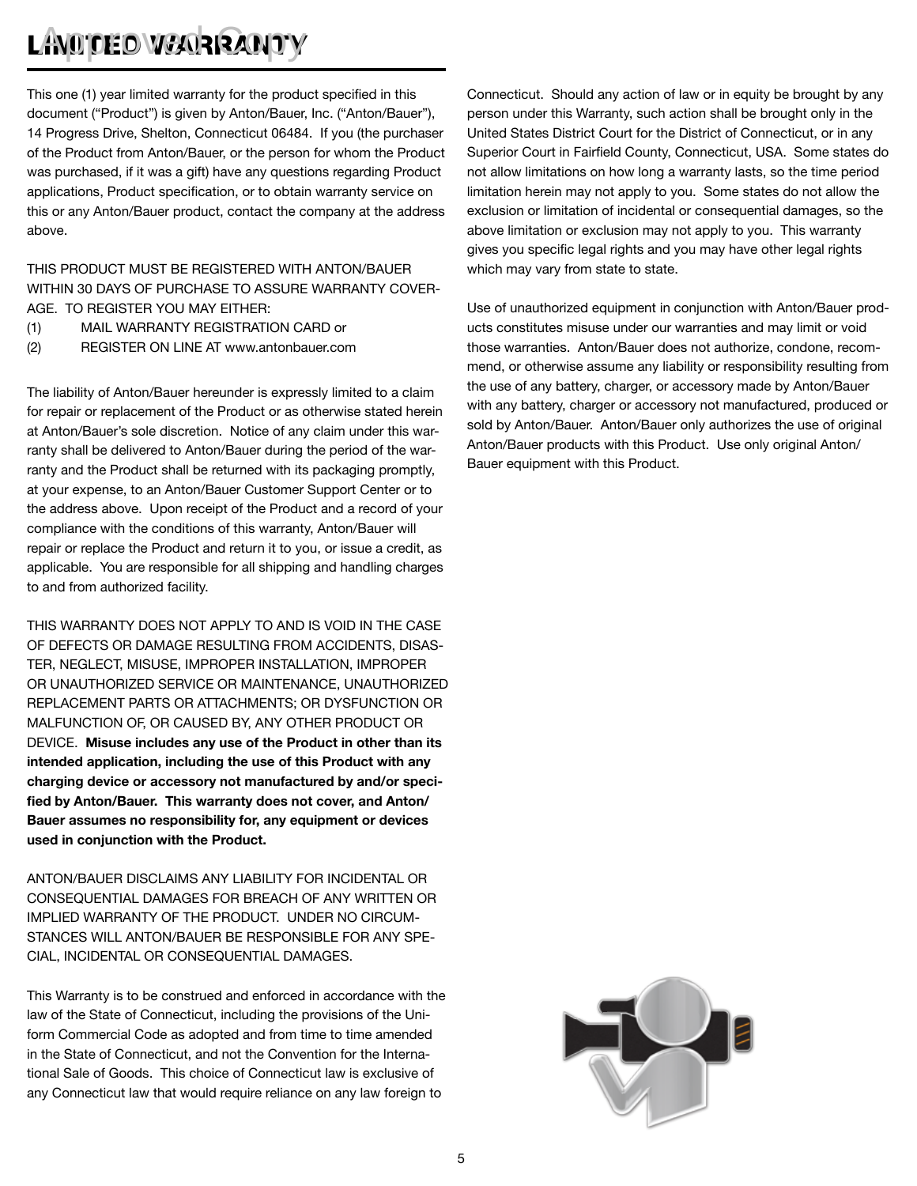# LIMITED WARRANTY

This one (1) year limited warranty for the product specified in this document ("Product") is given by Anton/Bauer, Inc. ("Anton/Bauer"), 14 Progress Drive, Shelton, Connecticut 06484. If you (the purchaser of the Product from Anton/Bauer, or the person for whom the Product was purchased, if it was a gift) have any questions regarding Product applications, Product specification, or to obtain warranty service on this or any Anton/Bauer product, contact the company at the address above.

THIS PRODUCT MUST BE REGISTERED WITH ANTON/BAUER WITHIN 30 DAYS OF PURCHASE TO ASSURE WARRANTY COVERAGE. TO REGISTER YOU MAY EITHER:

(1) MAIL WARRANTY REGISTRATION CARD or

(2) REGISTER ON LINE AT www.antonbauer.com

The liability of Anton/Bauer hereunder is expressly limited to a claim for repair or replacement of the Product or as otherwise stated herein at Anton/Bauer's sole discretion. Notice of any claim under this warranty shall be delivered to Anton/Bauer during the period of the warranty and the Product shall be returned with its packaging promptly, at your expense, to an Anton/Bauer Customer Support Center or to the address above. Upon receipt of the Product and a record of your compliance with the conditions of this warranty, Anton/Bauer will repair or replace the Product and return it to you, or issue a credit, as applicable. You are responsible for all shipping and handling charges to and from authorized facility.

THIS WARRANTY DOES NOT APPLY TO AND IS VOID IN THE CASE OF DEFECTS OR DAMAGE RESULTING FROM ACCIDENTS, DISASTER, NEGLECT, MISUSE, IMPROPER INSTALLATION, IMPROPER OR UNAUTHORIZED SERVICE OR MAINTENANCE, UNAUTHORIZED REPLACEMENT PARTS OR ATTACHMENTS; OR DYSFUNCTION OR MALFUNCTION OF, OR CAUSED BY, ANY OTHER PRODUCT OR DEVICE. **Misuse includes any use of the Product in other than its intended application, including the use of this Product with any charging device or accessory not manufactured by and/or specified by Anton/Bauer. This warranty does not cover, and Anton/Bauer assumes no responsibility for, any equipment or devices used in conjunction with the Product.**

ANTON/BAUER DISCLAIMS ANY LIABILITY FOR INCIDENTAL OR CONSEQUENTIAL DAMAGES FOR BREACH OF ANY WRITTEN OR IMPLIED WARRANTY OF THE PRODUCT. UNDER NO CIRCUMSTANCES WILL ANTON/BAUER BE RESPONSIBLE FOR ANY SPECIAL, INCIDENTAL OR CONSEQUENTIAL DAMAGES.

This Warranty is to be construed and enforced in accordance with the law of the State of Connecticut, including the provisions of the Uniform Commercial Code as adopted and from time to time amended in the State of Connecticut, and not the Convention for the International Sale of Goods. This choice of Connecticut law is exclusive of any Connecticut law that would require reliance on any law foreign to Connecticut. Should any action of law or in equity be brought by any person under this Warranty, such action shall be brought only in the United States District Court for the District of Connecticut, or in any Superior Court in Fairfield County, Connecticut, USA. Some states do not allow limitations on how long a warranty lasts, so the time period limitation herein may not apply to you. Some states do not allow the exclusion or limitation of incidental or consequential damages, so the above limitation or exclusion may not apply to you. This warranty gives you specific legal rights and you may have other legal rights which may vary from state to state.

Use of unauthorized equipment in conjunction with Anton/Bauer products constitutes misuse under our warranties and may limit or void those warranties. Anton/Bauer does not authorize, condone, recommend, or otherwise assume any liability or responsibility resulting from the use of any battery, charger, or accessory made by Anton/Bauer with any battery, charger or accessory not manufactured, produced or sold by Anton/Bauer. Anton/Bauer only authorizes the use of original Anton/Bauer products with this Product. Use only original Anton/Bauer equipment with this Product.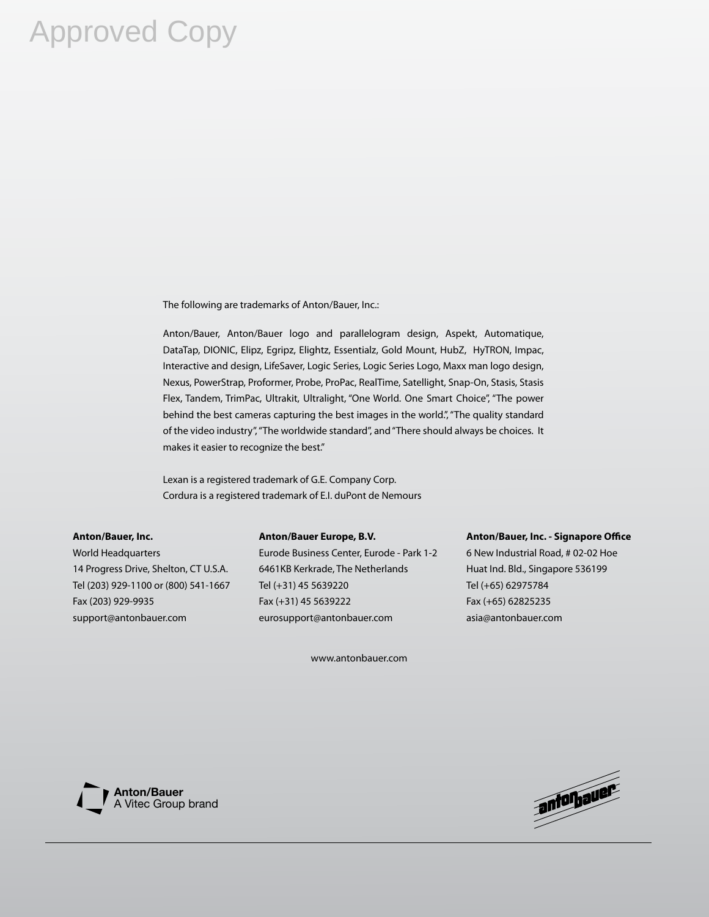Approved Copy

The following are trademarks of Anton/Bauer, Inc.:

Anton/Bauer, Anton/Bauer logo and parallelogram design, Aspekt, Automatique, DataTap, DIONIC, Elipz, Egripz, Elightz, Essentialz, Gold Mount, HubZ, HyTRON, Impac, Interactive and design, LifeSaver, Logic Series, Logic Series Logo, Maxx man logo design, Nexus, PowerStrap, Proformer, Probe, ProPac, RealTime, Satellight, Snap-On, Stasis, Stasis Flex, Tandem, TrimPac, Ultrakit, Ultralight, "One World. One Smart Choice", "The power behind the best cameras capturing the best images in the world.", "The quality standard of the video industry", "The worldwide standard", and "There should always be choices. It makes it easier to recognize the best."

Lexan is a registered trademark of G.E. Company Corp.
Cordura is a registered trademark of E.I. duPont de Nemours

**Anton/Bauer, Inc.**
World Headquarters
14 Progress Drive, Shelton, CT U.S.A.
Tel (203) 929-1100 or (800) 541-1667
Fax (203) 929-9935
support@antonbauer.com

**Anton/Bauer Europe, B.V.**
Eurode Business Center, Eurode - Park 1-2
6461KB Kerkrade, The Netherlands
Tel (+31) 45 5639220
Fax (+31) 45 5639222
eurosupport@antonbauer.com

**Anton/Bauer, Inc. - Signapore Office**
6 New Industrial Road, # 02-02 Hoe
Huat Ind. Bld., Singapore 536199
Tel (+65) 62975784
Fax (+65) 62825235
asia@antonbauer.com

www.antonbauer.com

**Anton/Bauer**
A Vitec Group brand

antonbauer